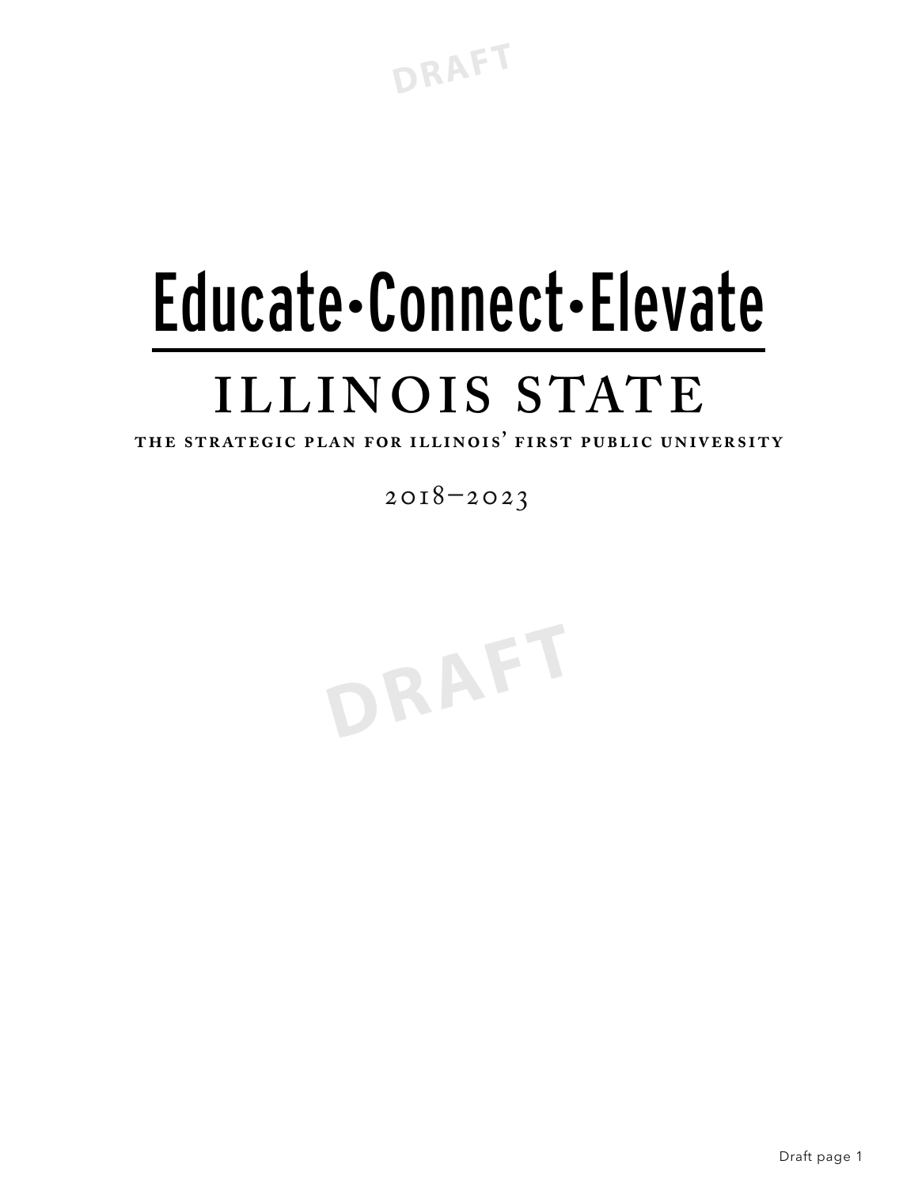# Educate•Connect•Elevate

## ILLINOIS STATE

**THE STRATEGIC PLAN FOR ILLINOIS' FIRST PUBLIC UNIVERSITY**

2018–2023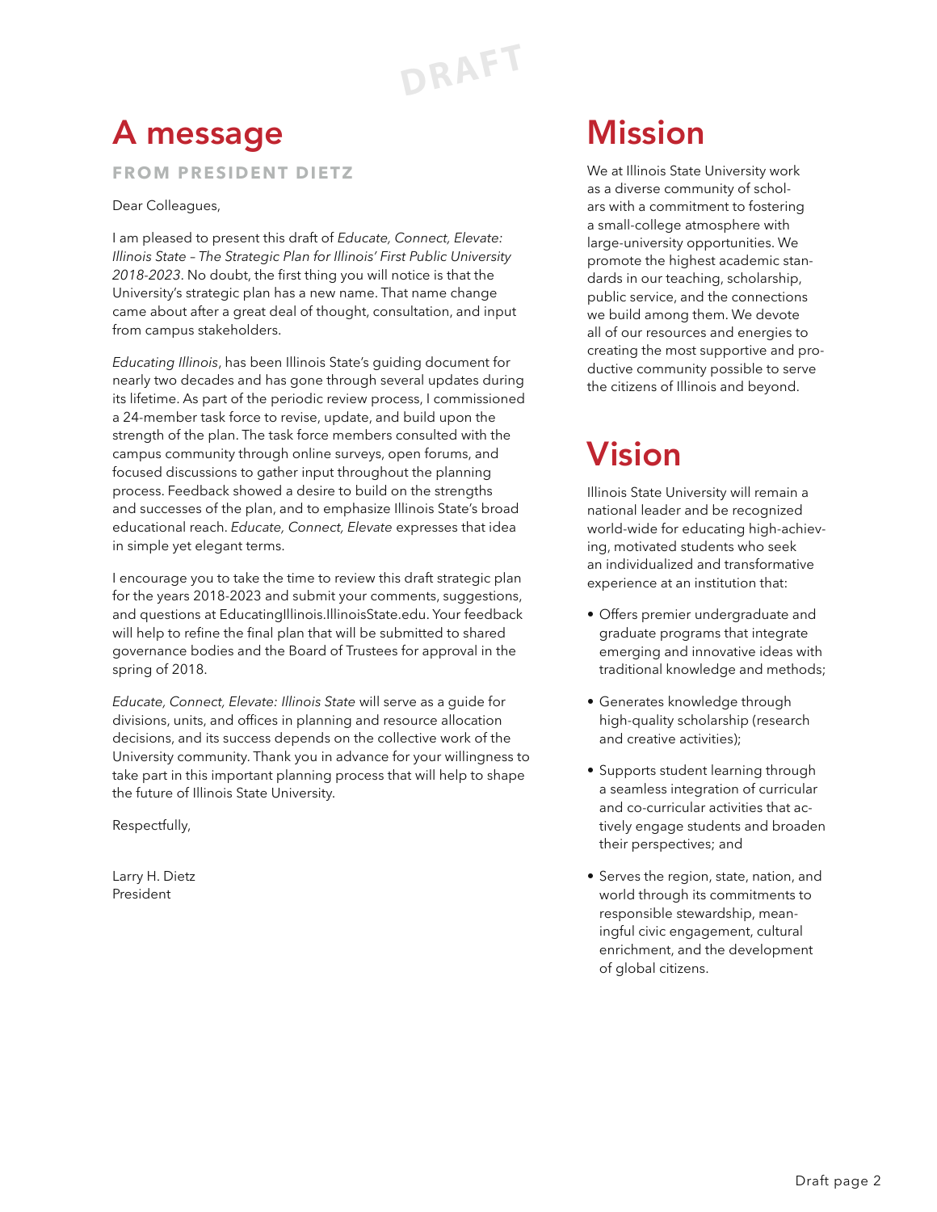DRAFT

# A message

**FROM PRESIDENT DIETZ**

Dear Colleagues,

I am pleased to present this draft of *Educate, Connect, Elevate: Illinois State – The Strategic Plan for Illinois' First Public University 2018-2023*. No doubt, the first thing you will notice is that the University's strategic plan has a new name. That name change came about after a great deal of thought, consultation, and input from campus stakeholders.

*Educating Illinois*, has been Illinois State's guiding document for nearly two decades and has gone through several updates during its lifetime. As part of the periodic review process, I commissioned a 24-member task force to revise, update, and build upon the strength of the plan. The task force members consulted with the campus community through online surveys, open forums, and focused discussions to gather input throughout the planning process. Feedback showed a desire to build on the strengths and successes of the plan, and to emphasize Illinois State's broad educational reach. *Educate, Connect, Elevate* expresses that idea in simple yet elegant terms.

I encourage you to take the time to review this draft strategic plan for the years 2018-2023 and submit your comments, suggestions, and questions at EducatingIllinois.IllinoisState.edu. Your feedback will help to refine the final plan that will be submitted to shared governance bodies and the Board of Trustees for approval in the spring of 2018.

*Educate, Connect, Elevate: Illinois State* will serve as a guide for divisions, units, and offices in planning and resource allocation decisions, and its success depends on the collective work of the University community. Thank you in advance for your willingness to take part in this important planning process that will help to shape the future of Illinois State University.

Respectfully,

Larry H. Dietz
President

# Mission

We at Illinois State University work as a diverse community of scholars with a commitment to fostering a small-college atmosphere with large-university opportunities. We promote the highest academic standards in our teaching, scholarship, public service, and the connections we build among them. We devote all of our resources and energies to creating the most supportive and productive community possible to serve the citizens of Illinois and beyond.

# Vision

Illinois State University will remain a national leader and be recognized world-wide for educating high-achieving, motivated students who seek an individualized and transformative experience at an institution that:

- Offers premier undergraduate and graduate programs that integrate emerging and innovative ideas with traditional knowledge and methods;
- Generates knowledge through high-quality scholarship (research and creative activities);
- Supports student learning through a seamless integration of curricular and co-curricular activities that actively engage students and broaden their perspectives; and
- Serves the region, state, nation, and world through its commitments to responsible stewardship, meaningful civic engagement, cultural enrichment, and the development of global citizens.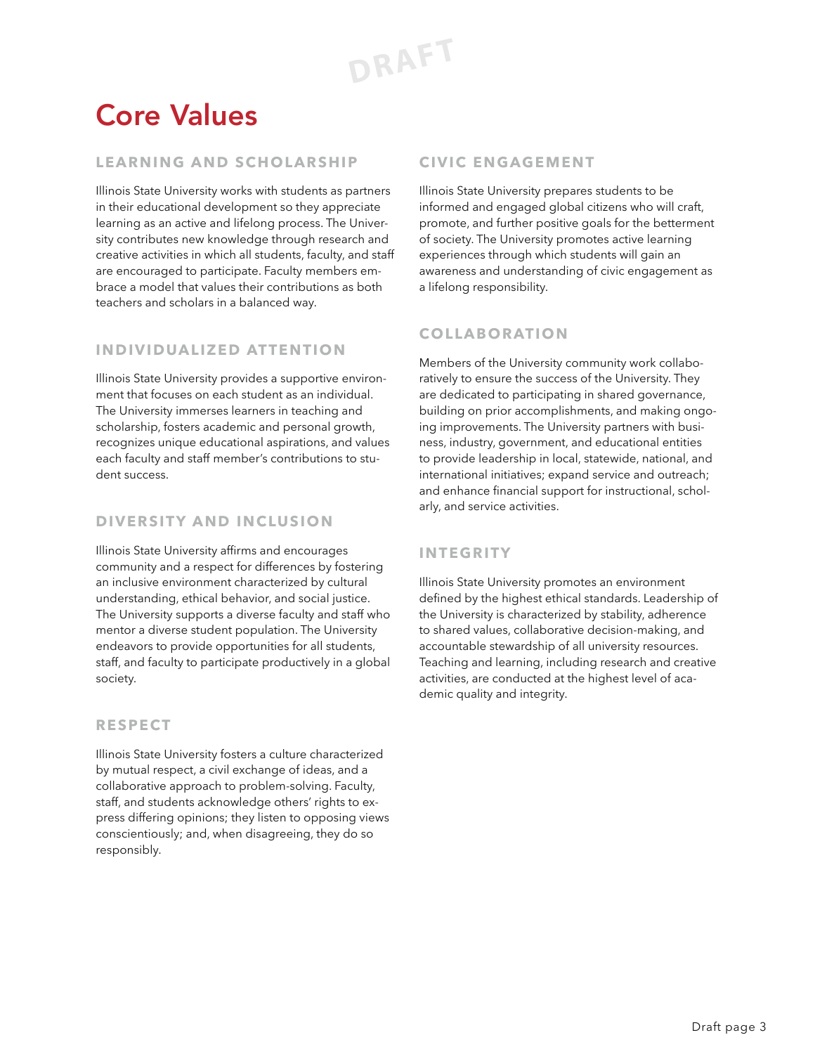# Core Values

## LEARNING AND SCHOLARSHIP

Illinois State University works with students as partners in their educational development so they appreciate learning as an active and lifelong process. The University contributes new knowledge through research and creative activities in which all students, faculty, and staff are encouraged to participate. Faculty members embrace a model that values their contributions as both teachers and scholars in a balanced way.

## INDIVIDUALIZED ATTENTION

Illinois State University provides a supportive environment that focuses on each student as an individual. The University immerses learners in teaching and scholarship, fosters academic and personal growth, recognizes unique educational aspirations, and values each faculty and staff member's contributions to student success.

## DIVERSITY AND INCLUSION

Illinois State University affirms and encourages community and a respect for differences by fostering an inclusive environment characterized by cultural understanding, ethical behavior, and social justice. The University supports a diverse faculty and staff who mentor a diverse student population. The University endeavors to provide opportunities for all students, staff, and faculty to participate productively in a global society.

## RESPECT

Illinois State University fosters a culture characterized by mutual respect, a civil exchange of ideas, and a collaborative approach to problem-solving. Faculty, staff, and students acknowledge others' rights to express differing opinions; they listen to opposing views conscientiously; and, when disagreeing, they do so responsibly.

## CIVIC ENGAGEMENT

Illinois State University prepares students to be informed and engaged global citizens who will craft, promote, and further positive goals for the betterment of society. The University promotes active learning experiences through which students will gain an awareness and understanding of civic engagement as a lifelong responsibility.

## COLLABORATION

Members of the University community work collaboratively to ensure the success of the University. They are dedicated to participating in shared governance, building on prior accomplishments, and making ongoing improvements. The University partners with business, industry, government, and educational entities to provide leadership in local, statewide, national, and international initiatives; expand service and outreach; and enhance financial support for instructional, scholarly, and service activities.

## INTEGRITY

Illinois State University promotes an environment defined by the highest ethical standards. Leadership of the University is characterized by stability, adherence to shared values, collaborative decision-making, and accountable stewardship of all university resources. Teaching and learning, including research and creative activities, are conducted at the highest level of academic quality and integrity.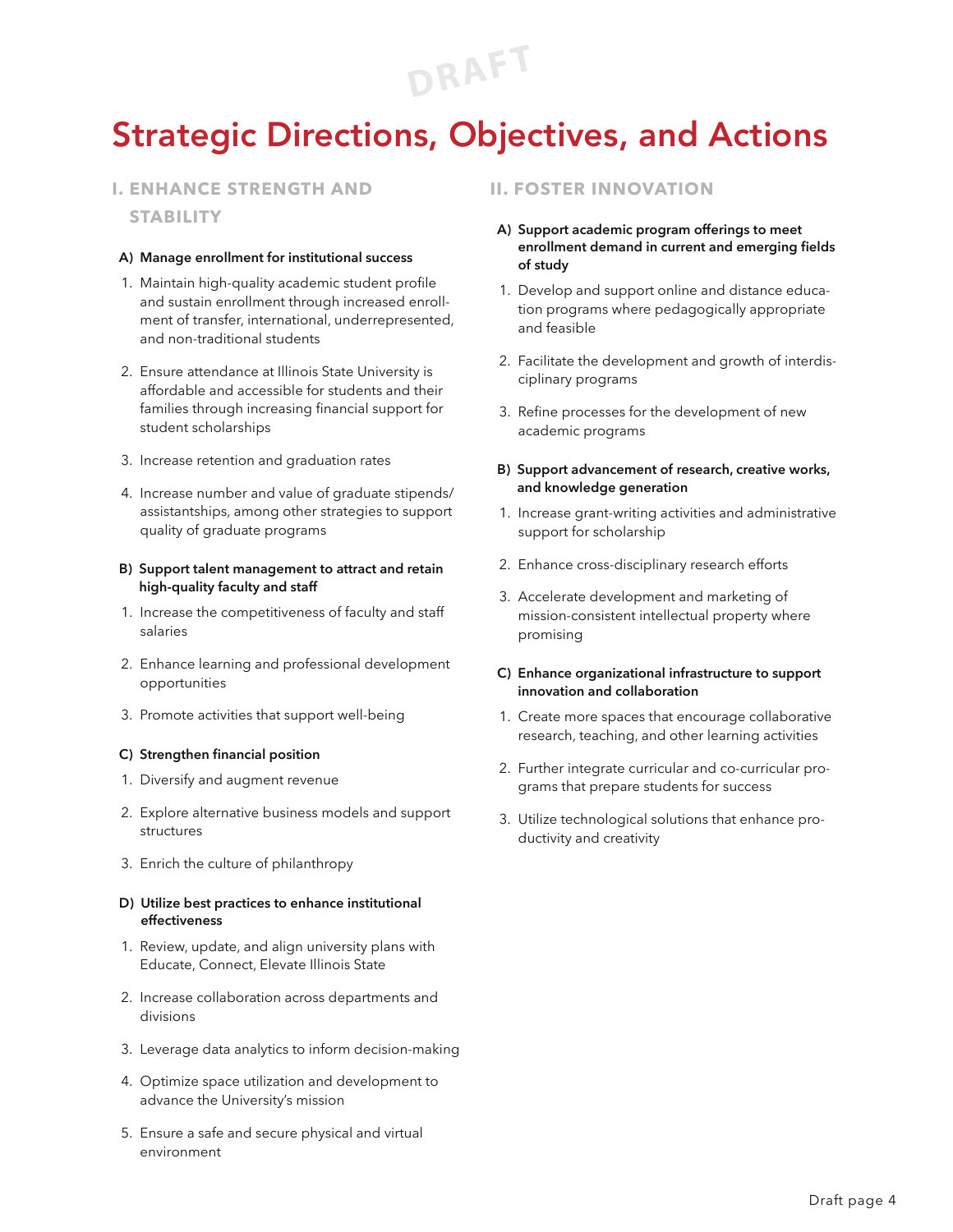DRAFT

# Strategic Directions, Objectives, and Actions

## I. ENHANCE STRENGTH AND STABILITY

**A) Manage enrollment for institutional success**

1. Maintain high-quality academic student profile and sustain enrollment through increased enrollment of transfer, international, underrepresented, and non-traditional students
2. Ensure attendance at Illinois State University is affordable and accessible for students and their families through increasing financial support for student scholarships
3. Increase retention and graduation rates
4. Increase number and value of graduate stipends/assistantships, among other strategies to support quality of graduate programs

**B) Support talent management to attract and retain high-quality faculty and staff**

1. Increase the competitiveness of faculty and staff salaries
2. Enhance learning and professional development opportunities
3. Promote activities that support well-being

**C) Strengthen financial position**

1. Diversify and augment revenue
2. Explore alternative business models and support structures
3. Enrich the culture of philanthropy

**D) Utilize best practices to enhance institutional effectiveness**

1. Review, update, and align university plans with Educate, Connect, Elevate Illinois State
2. Increase collaboration across departments and divisions
3. Leverage data analytics to inform decision-making
4. Optimize space utilization and development to advance the University's mission
5. Ensure a safe and secure physical and virtual environment

## II. FOSTER INNOVATION

**A) Support academic program offerings to meet enrollment demand in current and emerging fields of study**

1. Develop and support online and distance education programs where pedagogically appropriate and feasible
2. Facilitate the development and growth of interdisciplinary programs
3. Refine processes for the development of new academic programs

**B) Support advancement of research, creative works, and knowledge generation**

1. Increase grant-writing activities and administrative support for scholarship
2. Enhance cross-disciplinary research efforts
3. Accelerate development and marketing of mission-consistent intellectual property where promising

**C) Enhance organizational infrastructure to support innovation and collaboration**

1. Create more spaces that encourage collaborative research, teaching, and other learning activities
2. Further integrate curricular and co-curricular programs that prepare students for success
3. Utilize technological solutions that enhance productivity and creativity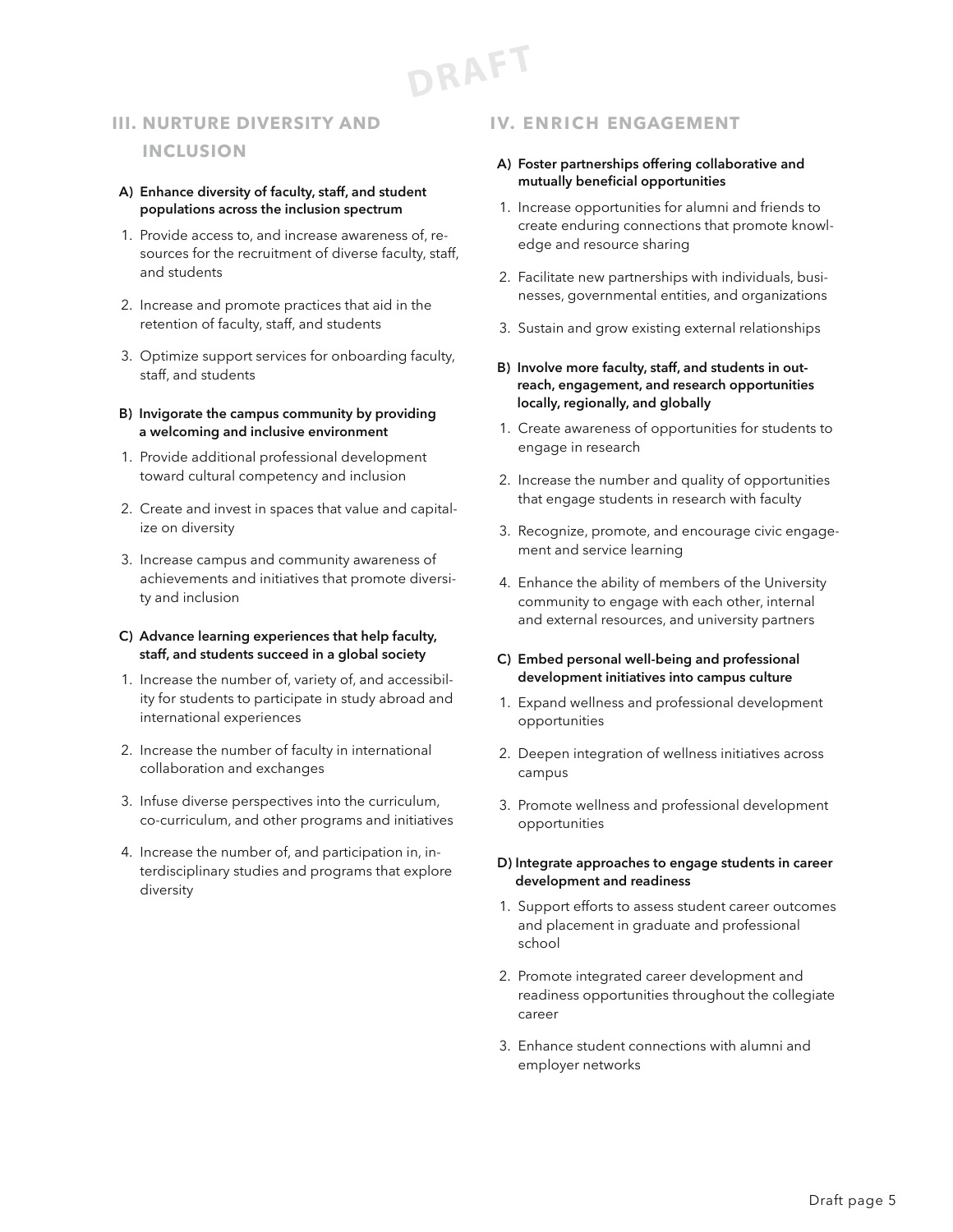## III. NURTURE DIVERSITY AND INCLUSION

**A) Enhance diversity of faculty, staff, and student populations across the inclusion spectrum**

1. Provide access to, and increase awareness of, resources for the recruitment of diverse faculty, staff, and students
2. Increase and promote practices that aid in the retention of faculty, staff, and students
3. Optimize support services for onboarding faculty, staff, and students

**B) Invigorate the campus community by providing a welcoming and inclusive environment**

1. Provide additional professional development toward cultural competency and inclusion
2. Create and invest in spaces that value and capitalize on diversity
3. Increase campus and community awareness of achievements and initiatives that promote diversity and inclusion

**C) Advance learning experiences that help faculty, staff, and students succeed in a global society**

1. Increase the number of, variety of, and accessibility for students to participate in study abroad and international experiences
2. Increase the number of faculty in international collaboration and exchanges
3. Infuse diverse perspectives into the curriculum, co-curriculum, and other programs and initiatives
4. Increase the number of, and participation in, interdisciplinary studies and programs that explore diversity

## IV. ENRICH ENGAGEMENT

**A) Foster partnerships offering collaborative and mutually beneficial opportunities**

1. Increase opportunities for alumni and friends to create enduring connections that promote knowledge and resource sharing
2. Facilitate new partnerships with individuals, businesses, governmental entities, and organizations
3. Sustain and grow existing external relationships

**B) Involve more faculty, staff, and students in outreach, engagement, and research opportunities locally, regionally, and globally**

1. Create awareness of opportunities for students to engage in research
2. Increase the number and quality of opportunities that engage students in research with faculty
3. Recognize, promote, and encourage civic engagement and service learning
4. Enhance the ability of members of the University community to engage with each other, internal and external resources, and university partners

**C) Embed personal well-being and professional development initiatives into campus culture**

1. Expand wellness and professional development opportunities
2. Deepen integration of wellness initiatives across campus
3. Promote wellness and professional development opportunities

**D) Integrate approaches to engage students in career development and readiness**

1. Support efforts to assess student career outcomes and placement in graduate and professional school
2. Promote integrated career development and readiness opportunities throughout the collegiate career
3. Enhance student connections with alumni and employer networks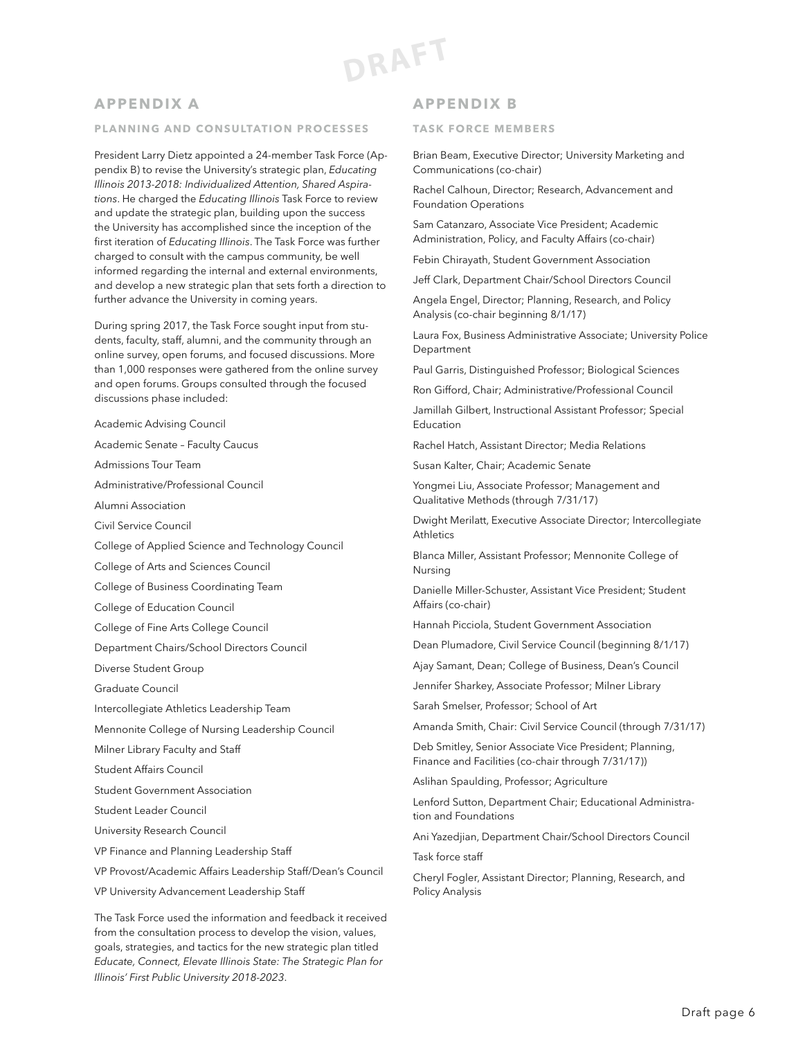# APPENDIX A

## PLANNING AND CONSULTATION PROCESSES

President Larry Dietz appointed a 24-member Task Force (Appendix B) to revise the University's strategic plan, *Educating Illinois 2013-2018: Individualized Attention, Shared Aspirations*. He charged the *Educating Illinois* Task Force to review and update the strategic plan, building upon the success the University has accomplished since the inception of the first iteration of *Educating Illinois*. The Task Force was further charged to consult with the campus community, be well informed regarding the internal and external environments, and develop a new strategic plan that sets forth a direction to further advance the University in coming years.

During spring 2017, the Task Force sought input from students, faculty, staff, alumni, and the community through an online survey, open forums, and focused discussions. More than 1,000 responses were gathered from the online survey and open forums. Groups consulted through the focused discussions phase included:

Academic Advising Council

Academic Senate – Faculty Caucus

Admissions Tour Team

Administrative/Professional Council

Alumni Association

Civil Service Council

College of Applied Science and Technology Council

College of Arts and Sciences Council

College of Business Coordinating Team

College of Education Council

College of Fine Arts College Council

Department Chairs/School Directors Council

Diverse Student Group

Graduate Council

Intercollegiate Athletics Leadership Team

Mennonite College of Nursing Leadership Council

Milner Library Faculty and Staff

Student Affairs Council

Student Government Association

Student Leader Council

University Research Council

VP Finance and Planning Leadership Staff

VP Provost/Academic Affairs Leadership Staff/Dean's Council

VP University Advancement Leadership Staff

The Task Force used the information and feedback it received from the consultation process to develop the vision, values, goals, strategies, and tactics for the new strategic plan titled *Educate, Connect, Elevate Illinois State: The Strategic Plan for Illinois' First Public University 2018-2023*.

# APPENDIX B

## TASK FORCE MEMBERS

Brian Beam, Executive Director; University Marketing and Communications (co-chair)

Rachel Calhoun, Director; Research, Advancement and Foundation Operations

Sam Catanzaro, Associate Vice President; Academic Administration, Policy, and Faculty Affairs (co-chair)

Febin Chirayath, Student Government Association

Jeff Clark, Department Chair/School Directors Council

Angela Engel, Director; Planning, Research, and Policy Analysis (co-chair beginning 8/1/17)

Laura Fox, Business Administrative Associate; University Police Department

Paul Garris, Distinguished Professor; Biological Sciences

Ron Gifford, Chair; Administrative/Professional Council

Jamillah Gilbert, Instructional Assistant Professor; Special Education

Rachel Hatch, Assistant Director; Media Relations

Susan Kalter, Chair; Academic Senate

Yongmei Liu, Associate Professor; Management and Qualitative Methods (through 7/31/17)

Dwight Merilatt, Executive Associate Director; Intercollegiate Athletics

Blanca Miller, Assistant Professor; Mennonite College of Nursing

Danielle Miller-Schuster, Assistant Vice President; Student Affairs (co-chair)

Hannah Picciola, Student Government Association

Dean Plumadore, Civil Service Council (beginning 8/1/17)

Ajay Samant, Dean; College of Business, Dean's Council

Jennifer Sharkey, Associate Professor; Milner Library

Sarah Smelser, Professor; School of Art

Amanda Smith, Chair: Civil Service Council (through 7/31/17)

Deb Smitley, Senior Associate Vice President; Planning, Finance and Facilities (co-chair through 7/31/17))

Aslihan Spaulding, Professor; Agriculture

Lenford Sutton, Department Chair; Educational Administration and Foundations

Ani Yazedjian, Department Chair/School Directors Council

Task force staff

Cheryl Fogler, Assistant Director; Planning, Research, and Policy Analysis